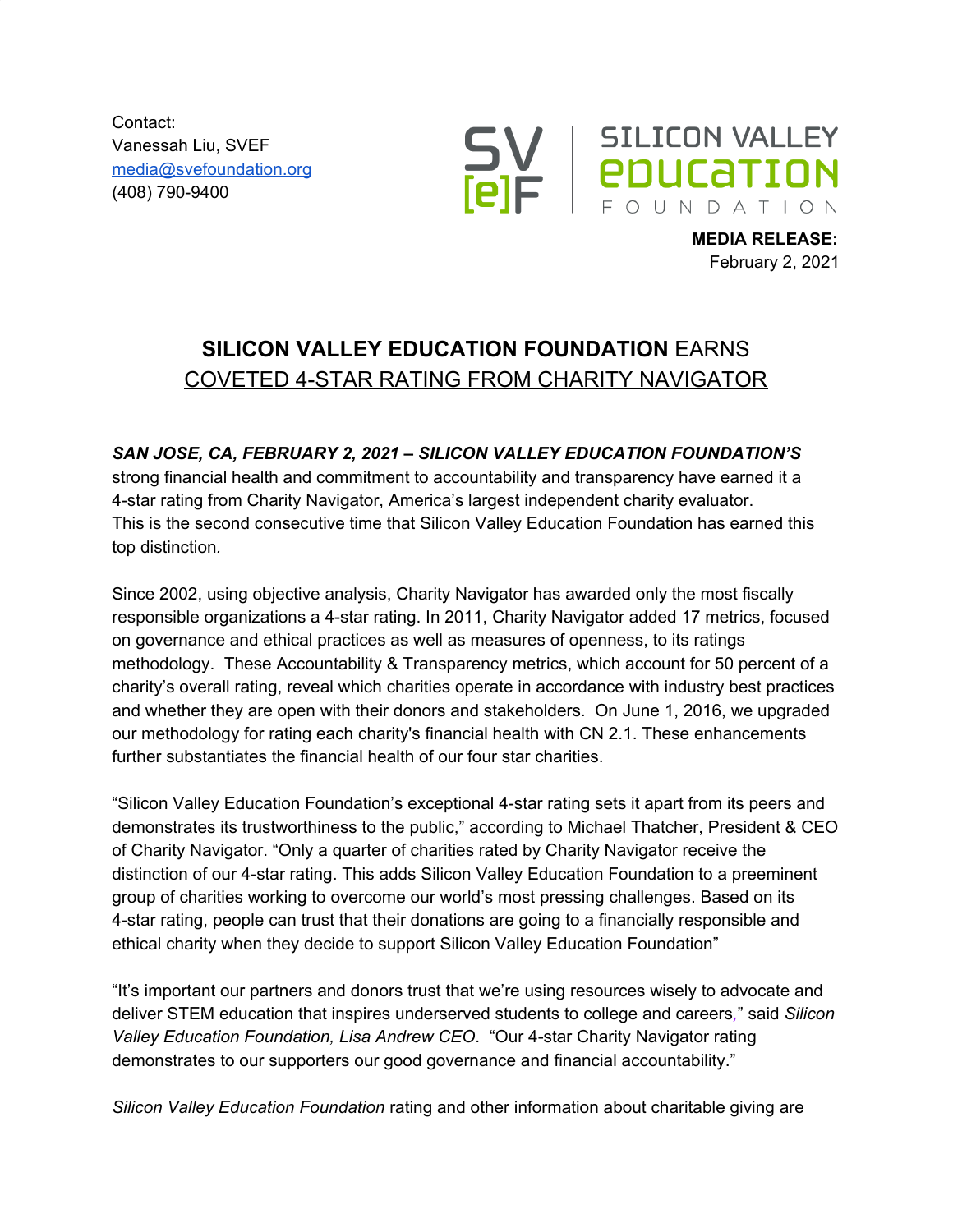Contact:
Vanessah Liu, SVEF
media@svefoundation.org
(408) 790-9400

SV [e]F | SILICON VALLEY EDUCATION FOUNDATION

**MEDIA RELEASE:**
February 2, 2021

# **SILICON VALLEY EDUCATION FOUNDATION** EARNS COVETED 4-STAR RATING FROM CHARITY NAVIGATOR

***SAN JOSE, CA, FEBRUARY 2, 2021 – SILICON VALLEY EDUCATION FOUNDATION'S*** strong financial health and commitment to accountability and transparency have earned it a 4-star rating from Charity Navigator, America's largest independent charity evaluator. This is the second consecutive time that Silicon Valley Education Foundation has earned this top distinction.

Since 2002, using objective analysis, Charity Navigator has awarded only the most fiscally responsible organizations a 4-star rating. In 2011, Charity Navigator added 17 metrics, focused on governance and ethical practices as well as measures of openness, to its ratings methodology. These Accountability & Transparency metrics, which account for 50 percent of a charity's overall rating, reveal which charities operate in accordance with industry best practices and whether they are open with their donors and stakeholders. On June 1, 2016, we upgraded our methodology for rating each charity's financial health with CN 2.1. These enhancements further substantiates the financial health of our four star charities.

"Silicon Valley Education Foundation's exceptional 4-star rating sets it apart from its peers and demonstrates its trustworthiness to the public," according to Michael Thatcher, President & CEO of Charity Navigator. "Only a quarter of charities rated by Charity Navigator receive the distinction of our 4-star rating. This adds Silicon Valley Education Foundation to a preeminent group of charities working to overcome our world's most pressing challenges. Based on its 4-star rating, people can trust that their donations are going to a financially responsible and ethical charity when they decide to support Silicon Valley Education Foundation"

"It's important our partners and donors trust that we're using resources wisely to advocate and deliver STEM education that inspires underserved students to college and careers," said *Silicon Valley Education Foundation, Lisa Andrew CEO*. "Our 4-star Charity Navigator rating demonstrates to our supporters our good governance and financial accountability."

*Silicon Valley Education Foundation* rating and other information about charitable giving are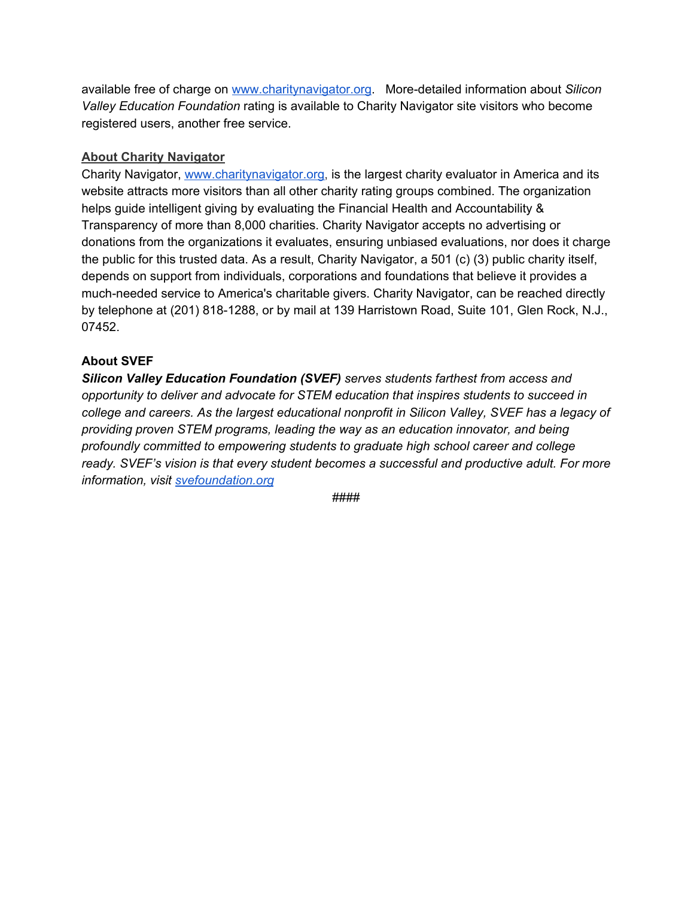available free of charge on www.charitynavigator.org.   More-detailed information about *Silicon Valley Education Foundation* rating is available to Charity Navigator site visitors who become registered users, another free service.

**About Charity Navigator**

Charity Navigator, www.charitynavigator.org, is the largest charity evaluator in America and its website attracts more visitors than all other charity rating groups combined. The organization helps guide intelligent giving by evaluating the Financial Health and Accountability & Transparency of more than 8,000 charities. Charity Navigator accepts no advertising or donations from the organizations it evaluates, ensuring unbiased evaluations, nor does it charge the public for this trusted data. As a result, Charity Navigator, a 501 (c) (3) public charity itself, depends on support from individuals, corporations and foundations that believe it provides a much-needed service to America's charitable givers. Charity Navigator, can be reached directly by telephone at (201) 818-1288, or by mail at 139 Harristown Road, Suite 101, Glen Rock, N.J., 07452.

**About SVEF**

***Silicon Valley Education Foundation (SVEF)*** *serves students farthest from access and opportunity to deliver and advocate for STEM education that inspires students to succeed in college and careers. As the largest educational nonprofit in Silicon Valley, SVEF has a legacy of providing proven STEM programs, leading the way as an education innovator, and being profoundly committed to empowering students to graduate high school career and college ready. SVEF's vision is that every student becomes a successful and productive adult. For more information, visit svefoundation.org*

####